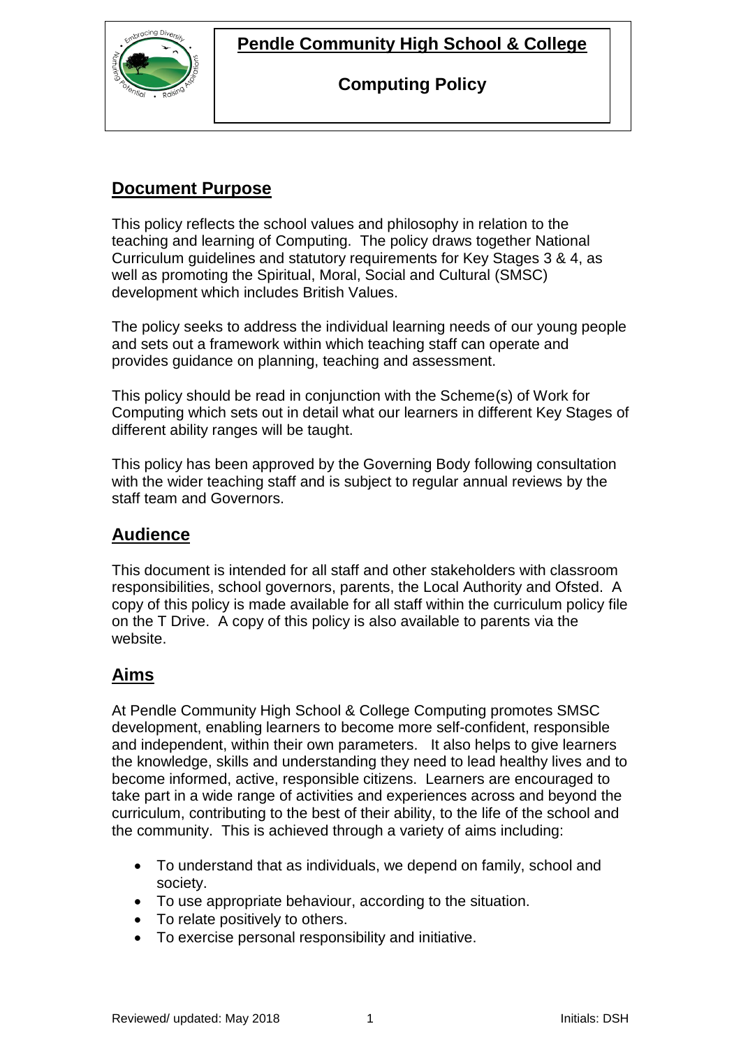# Pendle Community High School & College

## Computing Policy

## Document Purpose

This policy reflects the school values and philosophy in relation to the teaching and learning of Computing. The policy draws together National Curriculum guidelines and statutory requirements for Key Stages 3 & 4, as well as promoting the Spiritual, Moral, Social and Cultural (SMSC) development which includes British Values.

The policy seeks to address the individual learning needs of our young people and sets out a framework within which teaching staff can operate and provides guidance on planning, teaching and assessment.

This policy should be read in conjunction with the Scheme(s) of Work for Computing which sets out in detail what our learners in different Key Stages of different ability ranges will be taught.

This policy has been approved by the Governing Body following consultation with the wider teaching staff and is subject to regular annual reviews by the staff team and Governors.

## Audience

This document is intended for all staff and other stakeholders with classroom responsibilities, school governors, parents, the Local Authority and Ofsted. A copy of this policy is made available for all staff within the curriculum policy file on the T Drive. A copy of this policy is also available to parents via the website.

## Aims

At Pendle Community High School & College Computing promotes SMSC development, enabling learners to become more self-confident, responsible and independent, within their own parameters. It also helps to give learners the knowledge, skills and understanding they need to lead healthy lives and to become informed, active, responsible citizens. Learners are encouraged to take part in a wide range of activities and experiences across and beyond the curriculum, contributing to the best of their ability, to the life of the school and the community. This is achieved through a variety of aims including:

- To understand that as individuals, we depend on family, school and society.
- To use appropriate behaviour, according to the situation.
- To relate positively to others.
- To exercise personal responsibility and initiative.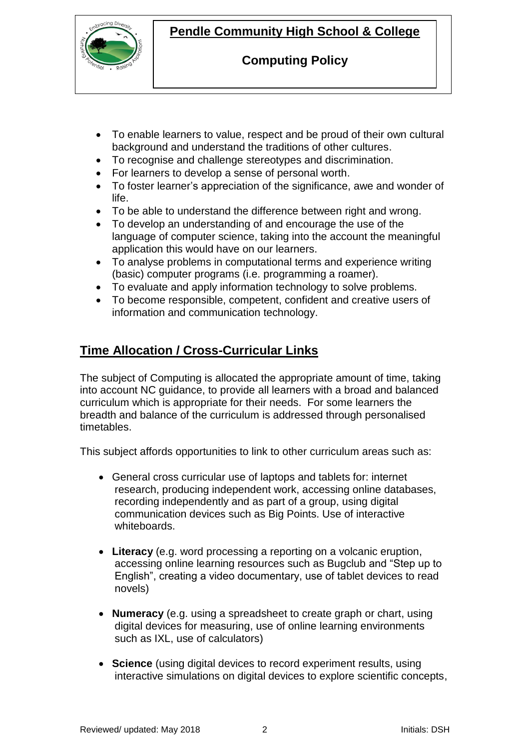- To enable learners to value, respect and be proud of their own cultural background and understand the traditions of other cultures.
- To recognise and challenge stereotypes and discrimination.
- For learners to develop a sense of personal worth.
- To foster learner's appreciation of the significance, awe and wonder of life.
- To be able to understand the difference between right and wrong.
- To develop an understanding of and encourage the use of the language of computer science, taking into the account the meaningful application this would have on our learners.
- To analyse problems in computational terms and experience writing (basic) computer programs (i.e. programming a roamer).
- To evaluate and apply information technology to solve problems.
- To become responsible, competent, confident and creative users of information and communication technology.

## Time Allocation / Cross-Curricular Links

The subject of Computing is allocated the appropriate amount of time, taking into account NC guidance, to provide all learners with a broad and balanced curriculum which is appropriate for their needs. For some learners the breadth and balance of the curriculum is addressed through personalised timetables.

This subject affords opportunities to link to other curriculum areas such as:

- General cross curricular use of laptops and tablets for: internet research, producing independent work, accessing online databases, recording independently and as part of a group, using digital communication devices such as Big Points. Use of interactive whiteboards.

- **Literacy** (e.g. word processing a reporting on a volcanic eruption, accessing online learning resources such as Bugclub and "Step up to English", creating a video documentary, use of tablet devices to read novels)

- **Numeracy** (e.g. using a spreadsheet to create graph or chart, using digital devices for measuring, use of online learning environments such as IXL, use of calculators)

- **Science** (using digital devices to record experiment results, using interactive simulations on digital devices to explore scientific concepts,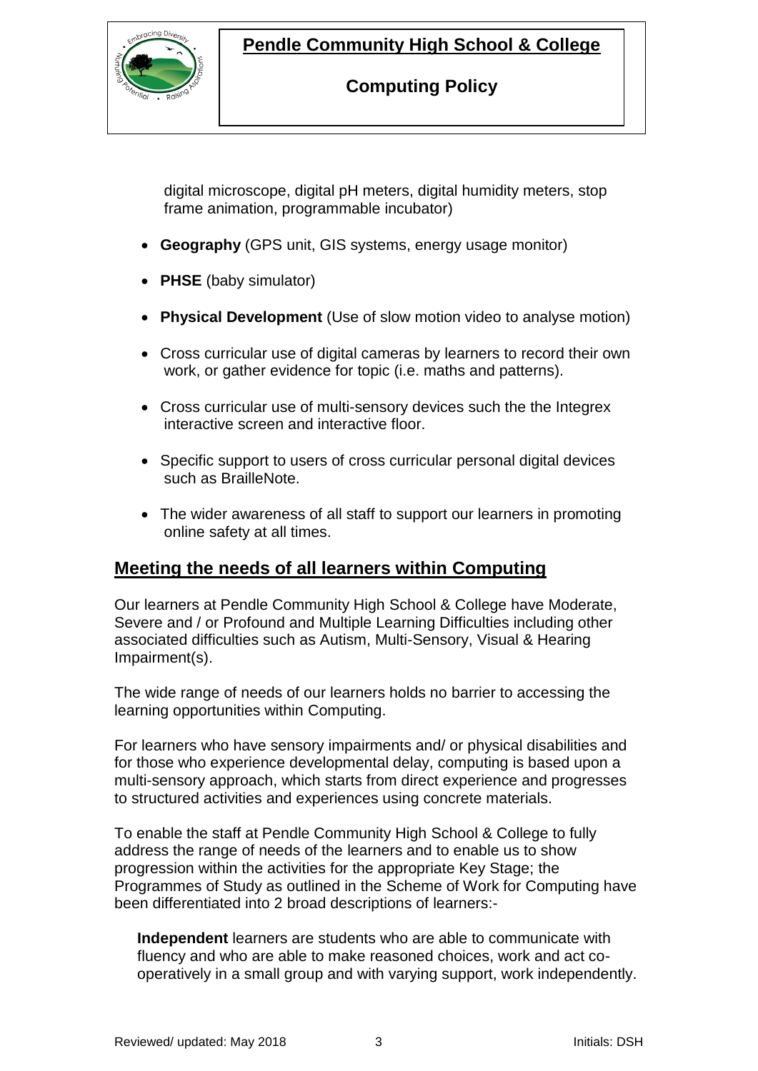digital microscope, digital pH meters, digital humidity meters, stop frame animation, programmable incubator)

- **Geography** (GPS unit, GIS systems, energy usage monitor)
- **PHSE** (baby simulator)
- **Physical Development** (Use of slow motion video to analyse motion)
- Cross curricular use of digital cameras by learners to record their own work, or gather evidence for topic (i.e. maths and patterns).
- Cross curricular use of multi-sensory devices such the the Integrex interactive screen and interactive floor.
- Specific support to users of cross curricular personal digital devices such as BrailleNote.
- The wider awareness of all staff to support our learners in promoting online safety at all times.

## Meeting the needs of all learners within Computing

Our learners at Pendle Community High School & College have Moderate, Severe and / or Profound and Multiple Learning Difficulties including other associated difficulties such as Autism, Multi-Sensory, Visual & Hearing Impairment(s).

The wide range of needs of our learners holds no barrier to accessing the learning opportunities within Computing.

For learners who have sensory impairments and/ or physical disabilities and for those who experience developmental delay, computing is based upon a multi-sensory approach, which starts from direct experience and progresses to structured activities and experiences using concrete materials.

To enable the staff at Pendle Community High School & College to fully address the range of needs of the learners and to enable us to show progression within the activities for the appropriate Key Stage; the Programmes of Study as outlined in the Scheme of Work for Computing have been differentiated into 2 broad descriptions of learners:-

**Independent** learners are students who are able to communicate with fluency and who are able to make reasoned choices, work and act co-operatively in a small group and with varying support, work independently.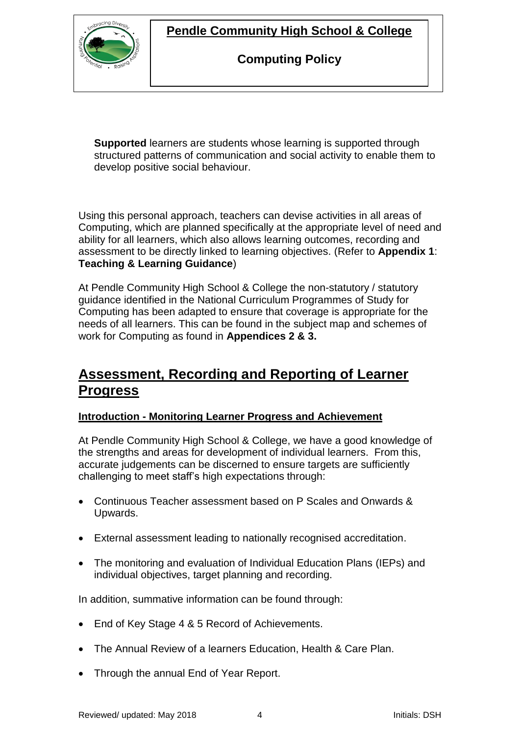**Supported** learners are students whose learning is supported through structured patterns of communication and social activity to enable them to develop positive social behaviour.

Using this personal approach, teachers can devise activities in all areas of Computing, which are planned specifically at the appropriate level of need and ability for all learners, which also allows learning outcomes, recording and assessment to be directly linked to learning objectives. (Refer to **Appendix 1**: **Teaching & Learning Guidance**)

At Pendle Community High School & College the non-statutory / statutory guidance identified in the National Curriculum Programmes of Study for Computing has been adapted to ensure that coverage is appropriate for the needs of all learners. This can be found in the subject map and schemes of work for Computing as found in **Appendices 2 & 3.**

## Assessment, Recording and Reporting of Learner Progress

### Introduction - Monitoring Learner Progress and Achievement

At Pendle Community High School & College, we have a good knowledge of the strengths and areas for development of individual learners. From this, accurate judgements can be discerned to ensure targets are sufficiently challenging to meet staff's high expectations through:

- Continuous Teacher assessment based on P Scales and Onwards & Upwards.
- External assessment leading to nationally recognised accreditation.
- The monitoring and evaluation of Individual Education Plans (IEPs) and individual objectives, target planning and recording.

In addition, summative information can be found through:

- End of Key Stage 4 & 5 Record of Achievements.
- The Annual Review of a learners Education, Health & Care Plan.
- Through the annual End of Year Report.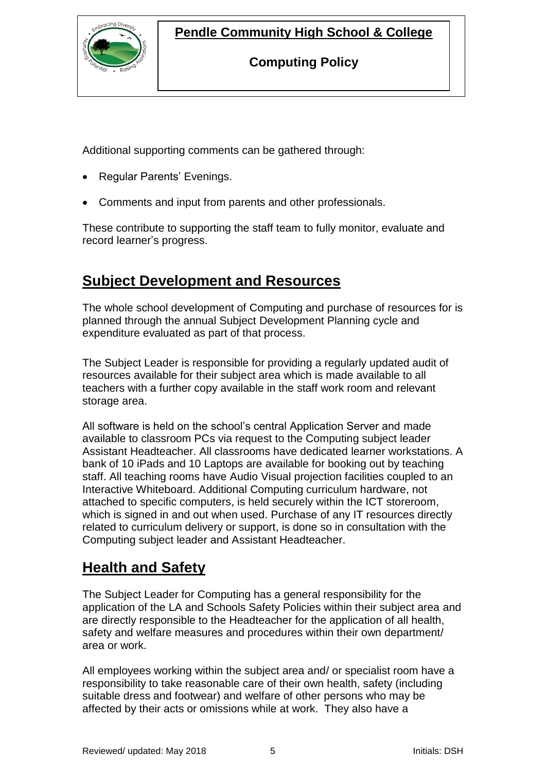Additional supporting comments can be gathered through:

- Regular Parents' Evenings.
- Comments and input from parents and other professionals.

These contribute to supporting the staff team to fully monitor, evaluate and record learner's progress.

## Subject Development and Resources

The whole school development of Computing and purchase of resources for is planned through the annual Subject Development Planning cycle and expenditure evaluated as part of that process.

The Subject Leader is responsible for providing a regularly updated audit of resources available for their subject area which is made available to all teachers with a further copy available in the staff work room and relevant storage area.

All software is held on the school's central Application Server and made available to classroom PCs via request to the Computing subject leader Assistant Headteacher. All classrooms have dedicated learner workstations. A bank of 10 iPads and 10 Laptops are available for booking out by teaching staff. All teaching rooms have Audio Visual projection facilities coupled to an Interactive Whiteboard. Additional Computing curriculum hardware, not attached to specific computers, is held securely within the ICT storeroom, which is signed in and out when used. Purchase of any IT resources directly related to curriculum delivery or support, is done so in consultation with the Computing subject leader and Assistant Headteacher.

## Health and Safety

The Subject Leader for Computing has a general responsibility for the application of the LA and Schools Safety Policies within their subject area and are directly responsible to the Headteacher for the application of all health, safety and welfare measures and procedures within their own department/ area or work.

All employees working within the subject area and/ or specialist room have a responsibility to take reasonable care of their own health, safety (including suitable dress and footwear) and welfare of other persons who may be affected by their acts or omissions while at work. They also have a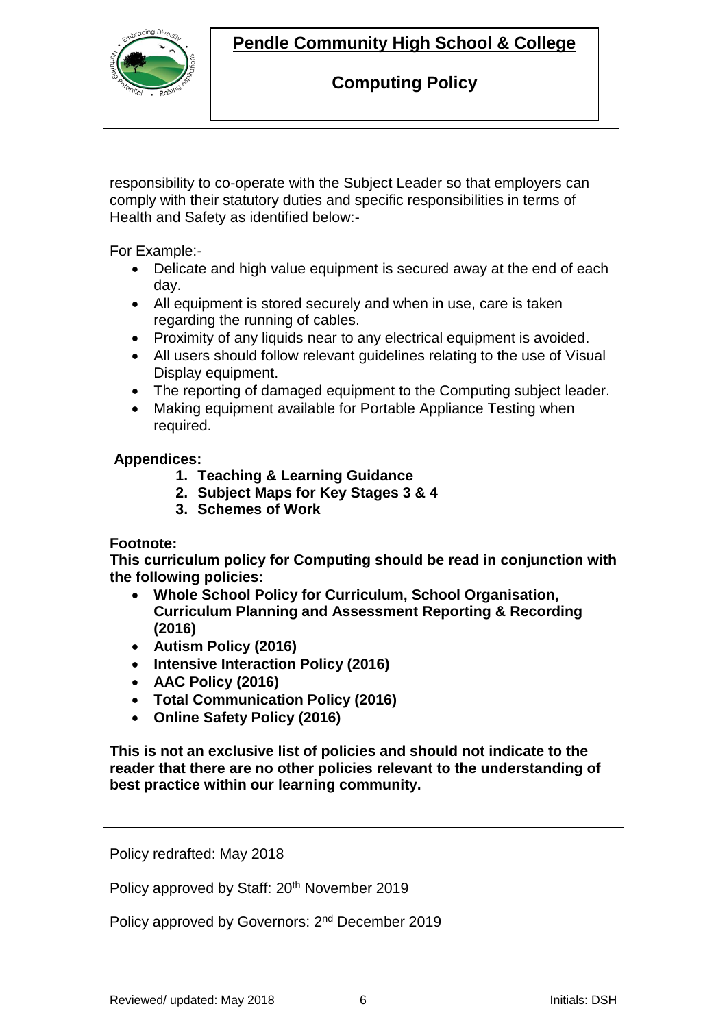responsibility to co-operate with the Subject Leader so that employers can comply with their statutory duties and specific responsibilities in terms of Health and Safety as identified below:-

For Example:-

- Delicate and high value equipment is secured away at the end of each day.
- All equipment is stored securely and when in use, care is taken regarding the running of cables.
- Proximity of any liquids near to any electrical equipment is avoided.
- All users should follow relevant guidelines relating to the use of Visual Display equipment.
- The reporting of damaged equipment to the Computing subject leader.
- Making equipment available for Portable Appliance Testing when required.

**Appendices:**

1. **Teaching & Learning Guidance**
2. **Subject Maps for Key Stages 3 & 4**
3. **Schemes of Work**

**Footnote:**
**This curriculum policy for Computing should be read in conjunction with the following policies:**

- **Whole School Policy for Curriculum, School Organisation, Curriculum Planning and Assessment Reporting & Recording (2016)**
- **Autism Policy (2016)**
- **Intensive Interaction Policy (2016)**
- **AAC Policy (2016)**
- **Total Communication Policy (2016)**
- **Online Safety Policy (2016)**

**This is not an exclusive list of policies and should not indicate to the reader that there are no other policies relevant to the understanding of best practice within our learning community.**

Policy redrafted: May 2018

Policy approved by Staff: 20th November 2019

Policy approved by Governors: 2nd December 2019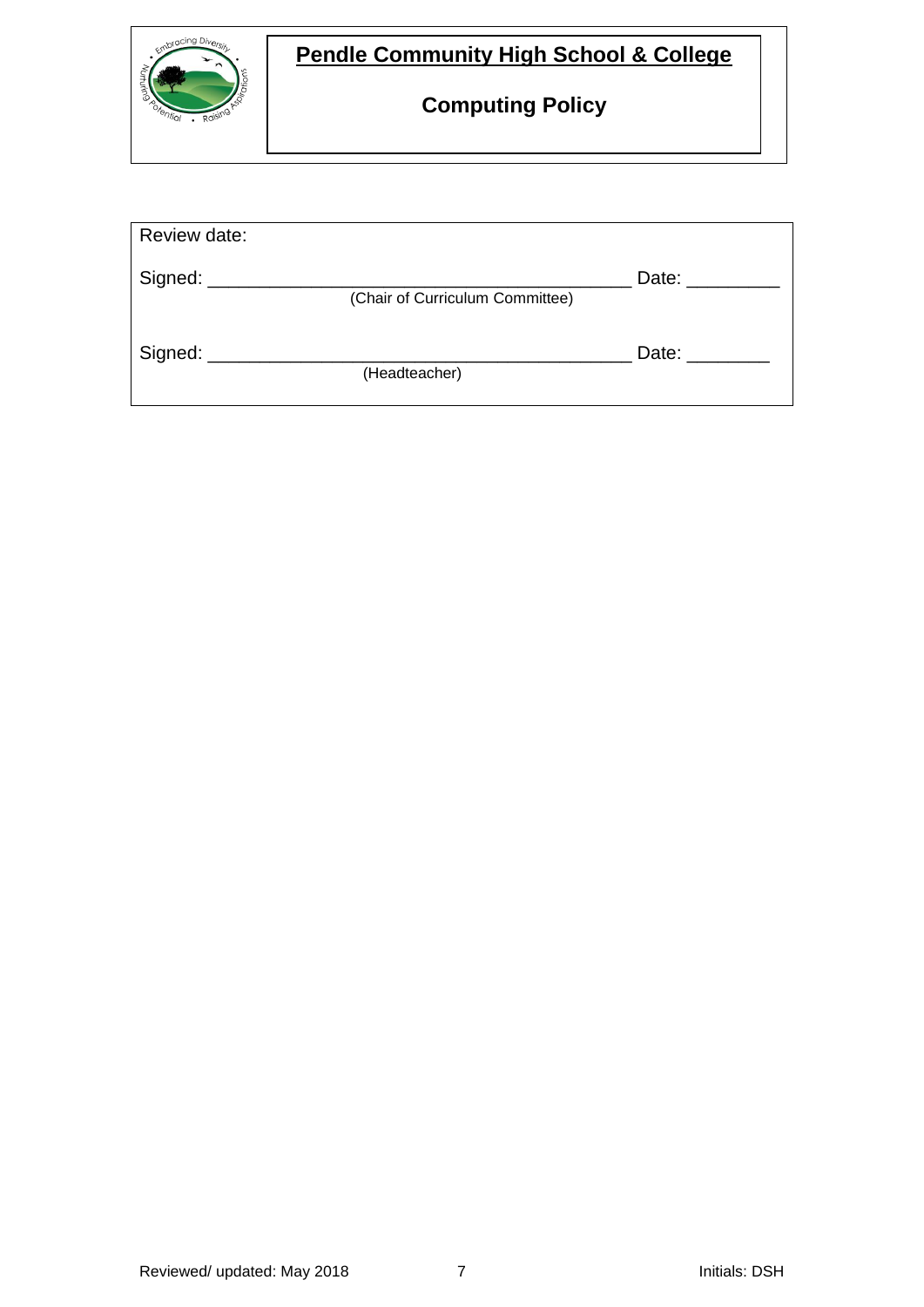# Pendle Community High School & College

## Computing Policy

Review date:

Signed: ________________________________________ Date: _________
(Chair of Curriculum Committee)

Signed: ________________________________________ Date: ________
(Headteacher)

Reviewed/ updated: May 2018    Initials: DSH